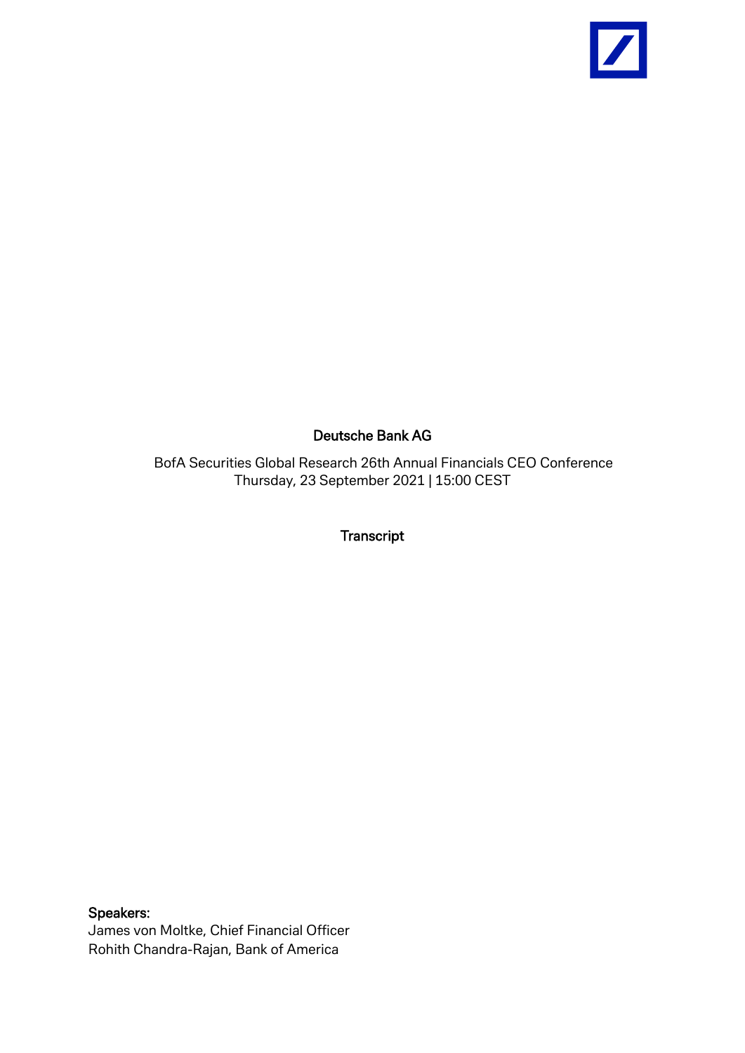# Deutsche Bank AG

BofA Securities Global Research 26th Annual Financials CEO Conference
Thursday, 23 September 2021 | 15:00 CEST

## Transcript

**Speakers:**
James von Moltke, Chief Financial Officer
Rohith Chandra-Rajan, Bank of America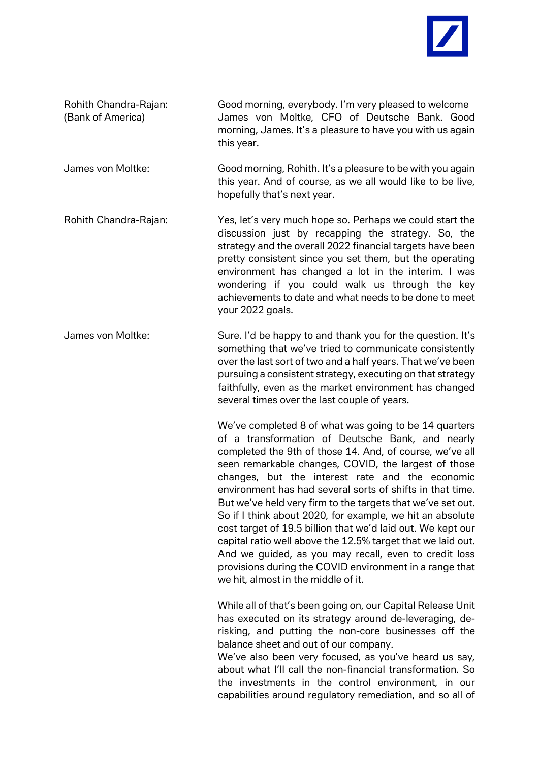**Rohith Chandra-Rajan: (Bank of America)** Good morning, everybody. I'm very pleased to welcome James von Moltke, CFO of Deutsche Bank. Good morning, James. It's a pleasure to have you with us again this year.

**James von Moltke:** Good morning, Rohith. It's a pleasure to be with you again this year. And of course, as we all would like to be live, hopefully that's next year.

**Rohith Chandra-Rajan:** Yes, let's very much hope so. Perhaps we could start the discussion just by recapping the strategy. So, the strategy and the overall 2022 financial targets have been pretty consistent since you set them, but the operating environment has changed a lot in the interim. I was wondering if you could walk us through the key achievements to date and what needs to be done to meet your 2022 goals.

**James von Moltke:** Sure. I'd be happy to and thank you for the question. It's something that we've tried to communicate consistently over the last sort of two and a half years. That we've been pursuing a consistent strategy, executing on that strategy faithfully, even as the market environment has changed several times over the last couple of years.

We've completed 8 of what was going to be 14 quarters of a transformation of Deutsche Bank, and nearly completed the 9th of those 14. And, of course, we've all seen remarkable changes, COVID, the largest of those changes, but the interest rate and the economic environment has had several sorts of shifts in that time. But we've held very firm to the targets that we've set out. So if I think about 2020, for example, we hit an absolute cost target of 19.5 billion that we'd laid out. We kept our capital ratio well above the 12.5% target that we laid out. And we guided, as you may recall, even to credit loss provisions during the COVID environment in a range that we hit, almost in the middle of it.

While all of that's been going on, our Capital Release Unit has executed on its strategy around de-leveraging, de-risking, and putting the non-core businesses off the balance sheet and out of our company.

We've also been very focused, as you've heard us say, about what I'll call the non-financial transformation. So the investments in the control environment, in our capabilities around regulatory remediation, and so all of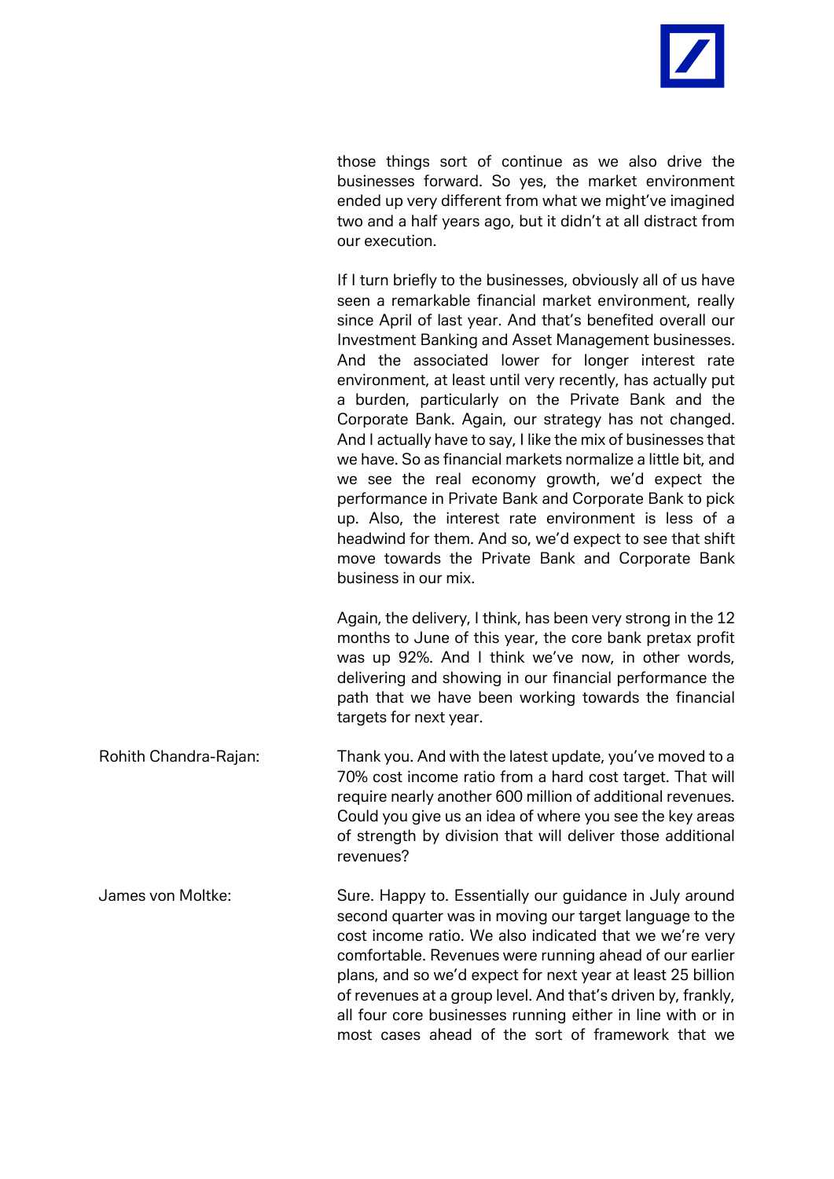those things sort of continue as we also drive the businesses forward. So yes, the market environment ended up very different from what we might've imagined two and a half years ago, but it didn't at all distract from our execution.

If I turn briefly to the businesses, obviously all of us have seen a remarkable financial market environment, really since April of last year. And that's benefited overall our Investment Banking and Asset Management businesses. And the associated lower for longer interest rate environment, at least until very recently, has actually put a burden, particularly on the Private Bank and the Corporate Bank. Again, our strategy has not changed. And I actually have to say, I like the mix of businesses that we have. So as financial markets normalize a little bit, and we see the real economy growth, we'd expect the performance in Private Bank and Corporate Bank to pick up. Also, the interest rate environment is less of a headwind for them. And so, we'd expect to see that shift move towards the Private Bank and Corporate Bank business in our mix.

Again, the delivery, I think, has been very strong in the 12 months to June of this year, the core bank pretax profit was up 92%. And I think we've now, in other words, delivering and showing in our financial performance the path that we have been working towards the financial targets for next year.

Rohith Chandra-Rajan: Thank you. And with the latest update, you've moved to a 70% cost income ratio from a hard cost target. That will require nearly another 600 million of additional revenues. Could you give us an idea of where you see the key areas of strength by division that will deliver those additional revenues?

James von Moltke: Sure. Happy to. Essentially our guidance in July around second quarter was in moving our target language to the cost income ratio. We also indicated that we we're very comfortable. Revenues were running ahead of our earlier plans, and so we'd expect for next year at least 25 billion of revenues at a group level. And that's driven by, frankly, all four core businesses running either in line with or in most cases ahead of the sort of framework that we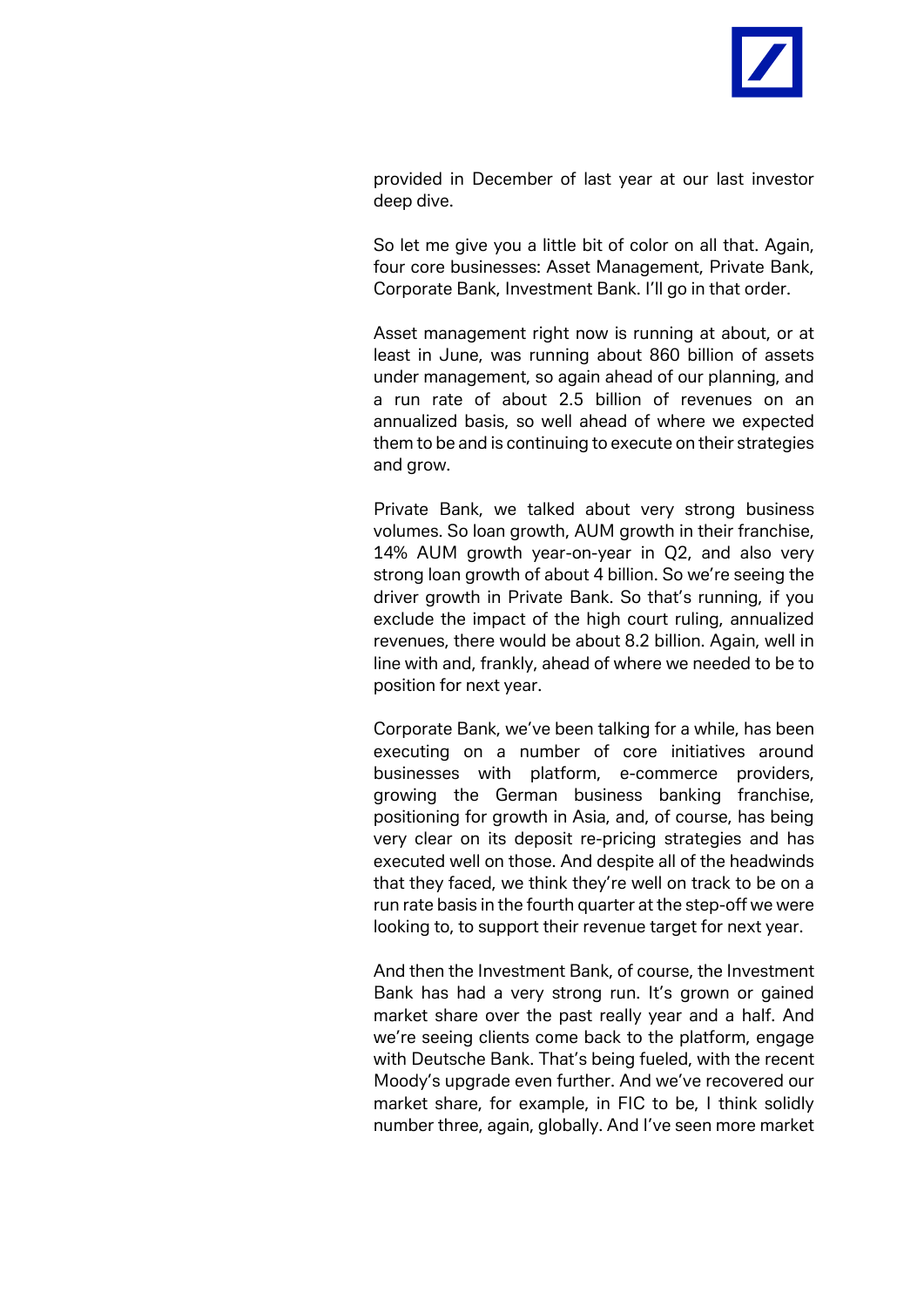provided in December of last year at our last investor deep dive.

So let me give you a little bit of color on all that. Again, four core businesses: Asset Management, Private Bank, Corporate Bank, Investment Bank. I'll go in that order.

Asset management right now is running at about, or at least in June, was running about 860 billion of assets under management, so again ahead of our planning, and a run rate of about 2.5 billion of revenues on an annualized basis, so well ahead of where we expected them to be and is continuing to execute on their strategies and grow.

Private Bank, we talked about very strong business volumes. So loan growth, AUM growth in their franchise, 14% AUM growth year-on-year in Q2, and also very strong loan growth of about 4 billion. So we're seeing the driver growth in Private Bank. So that's running, if you exclude the impact of the high court ruling, annualized revenues, there would be about 8.2 billion. Again, well in line with and, frankly, ahead of where we needed to be to position for next year.

Corporate Bank, we've been talking for a while, has been executing on a number of core initiatives around businesses with platform, e-commerce providers, growing the German business banking franchise, positioning for growth in Asia, and, of course, has being very clear on its deposit re-pricing strategies and has executed well on those. And despite all of the headwinds that they faced, we think they're well on track to be on a run rate basis in the fourth quarter at the step-off we were looking to, to support their revenue target for next year.

And then the Investment Bank, of course, the Investment Bank has had a very strong run. It's grown or gained market share over the past really year and a half. And we're seeing clients come back to the platform, engage with Deutsche Bank. That's being fueled, with the recent Moody's upgrade even further. And we've recovered our market share, for example, in FIC to be, I think solidly number three, again, globally. And I've seen more market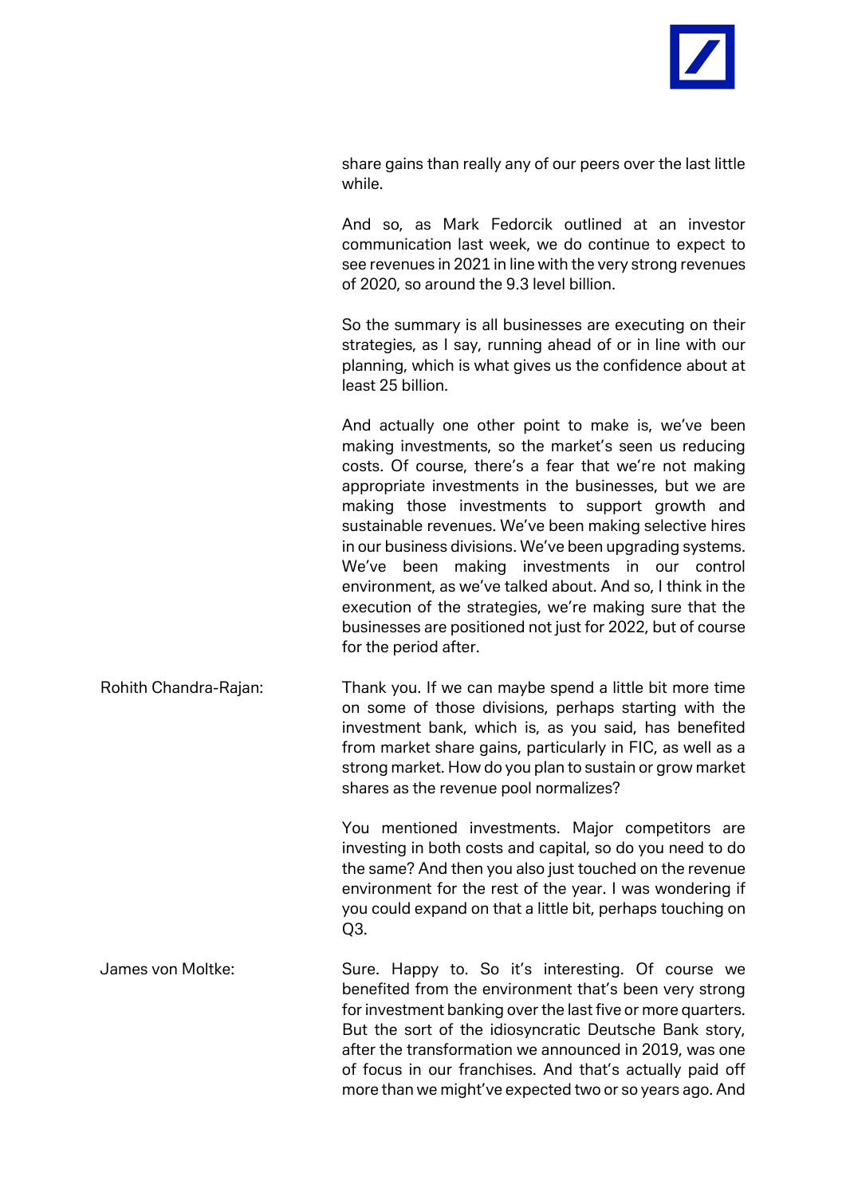share gains than really any of our peers over the last little while.

And so, as Mark Fedorcik outlined at an investor communication last week, we do continue to expect to see revenues in 2021 in line with the very strong revenues of 2020, so around the 9.3 level billion.

So the summary is all businesses are executing on their strategies, as I say, running ahead of or in line with our planning, which is what gives us the confidence about at least 25 billion.

And actually one other point to make is, we've been making investments, so the market's seen us reducing costs. Of course, there's a fear that we're not making appropriate investments in the businesses, but we are making those investments to support growth and sustainable revenues. We've been making selective hires in our business divisions. We've been upgrading systems. We've been making investments in our control environment, as we've talked about. And so, I think in the execution of the strategies, we're making sure that the businesses are positioned not just for 2022, but of course for the period after.

**Rohith Chandra-Rajan:** Thank you. If we can maybe spend a little bit more time on some of those divisions, perhaps starting with the investment bank, which is, as you said, has benefited from market share gains, particularly in FIC, as well as a strong market. How do you plan to sustain or grow market shares as the revenue pool normalizes?

You mentioned investments. Major competitors are investing in both costs and capital, so do you need to do the same? And then you also just touched on the revenue environment for the rest of the year. I was wondering if you could expand on that a little bit, perhaps touching on Q3.

**James von Moltke:** Sure. Happy to. So it's interesting. Of course we benefited from the environment that's been very strong for investment banking over the last five or more quarters. But the sort of the idiosyncratic Deutsche Bank story, after the transformation we announced in 2019, was one of focus in our franchises. And that's actually paid off more than we might've expected two or so years ago. And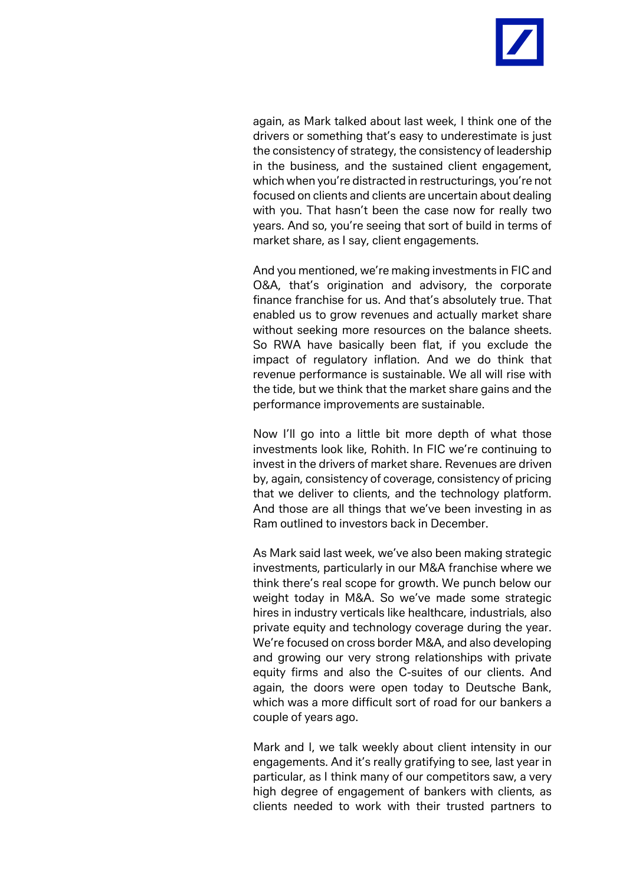again, as Mark talked about last week, I think one of the drivers or something that's easy to underestimate is just the consistency of strategy, the consistency of leadership in the business, and the sustained client engagement, which when you're distracted in restructurings, you're not focused on clients and clients are uncertain about dealing with you. That hasn't been the case now for really two years. And so, you're seeing that sort of build in terms of market share, as I say, client engagements.

And you mentioned, we're making investments in FIC and O&A, that's origination and advisory, the corporate finance franchise for us. And that's absolutely true. That enabled us to grow revenues and actually market share without seeking more resources on the balance sheets. So RWA have basically been flat, if you exclude the impact of regulatory inflation. And we do think that revenue performance is sustainable. We all will rise with the tide, but we think that the market share gains and the performance improvements are sustainable.

Now I'll go into a little bit more depth of what those investments look like, Rohith. In FIC we're continuing to invest in the drivers of market share. Revenues are driven by, again, consistency of coverage, consistency of pricing that we deliver to clients, and the technology platform. And those are all things that we've been investing in as Ram outlined to investors back in December.

As Mark said last week, we've also been making strategic investments, particularly in our M&A franchise where we think there's real scope for growth. We punch below our weight today in M&A. So we've made some strategic hires in industry verticals like healthcare, industrials, also private equity and technology coverage during the year. We're focused on cross border M&A, and also developing and growing our very strong relationships with private equity firms and also the C-suites of our clients. And again, the doors were open today to Deutsche Bank, which was a more difficult sort of road for our bankers a couple of years ago.

Mark and I, we talk weekly about client intensity in our engagements. And it's really gratifying to see, last year in particular, as I think many of our competitors saw, a very high degree of engagement of bankers with clients, as clients needed to work with their trusted partners to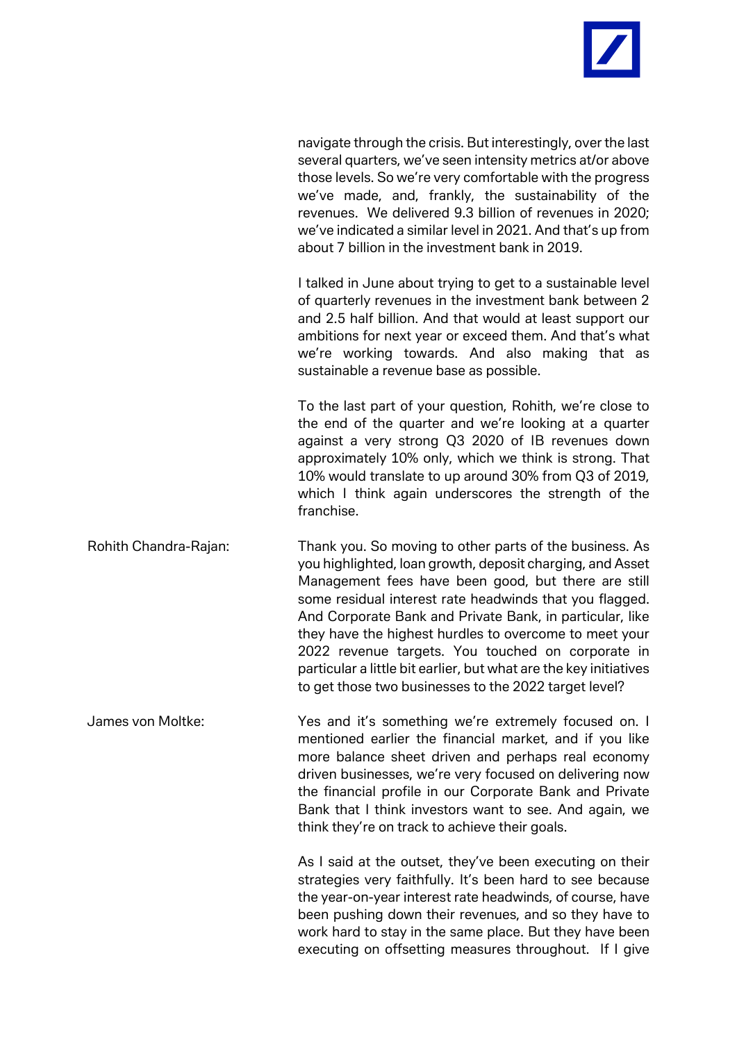navigate through the crisis. But interestingly, over the last several quarters, we've seen intensity metrics at/or above those levels. So we're very comfortable with the progress we've made, and, frankly, the sustainability of the revenues. We delivered 9.3 billion of revenues in 2020; we've indicated a similar level in 2021. And that's up from about 7 billion in the investment bank in 2019.

I talked in June about trying to get to a sustainable level of quarterly revenues in the investment bank between 2 and 2.5 half billion. And that would at least support our ambitions for next year or exceed them. And that's what we're working towards. And also making that as sustainable a revenue base as possible.

To the last part of your question, Rohith, we're close to the end of the quarter and we're looking at a quarter against a very strong Q3 2020 of IB revenues down approximately 10% only, which we think is strong. That 10% would translate to up around 30% from Q3 of 2019, which I think again underscores the strength of the franchise.

**Rohith Chandra-Rajan:** Thank you. So moving to other parts of the business. As you highlighted, loan growth, deposit charging, and Asset Management fees have been good, but there are still some residual interest rate headwinds that you flagged. And Corporate Bank and Private Bank, in particular, like they have the highest hurdles to overcome to meet your 2022 revenue targets. You touched on corporate in particular a little bit earlier, but what are the key initiatives to get those two businesses to the 2022 target level?

**James von Moltke:** Yes and it's something we're extremely focused on. I mentioned earlier the financial market, and if you like more balance sheet driven and perhaps real economy driven businesses, we're very focused on delivering now the financial profile in our Corporate Bank and Private Bank that I think investors want to see. And again, we think they're on track to achieve their goals.

As I said at the outset, they've been executing on their strategies very faithfully. It's been hard to see because the year-on-year interest rate headwinds, of course, have been pushing down their revenues, and so they have to work hard to stay in the same place. But they have been executing on offsetting measures throughout. If I give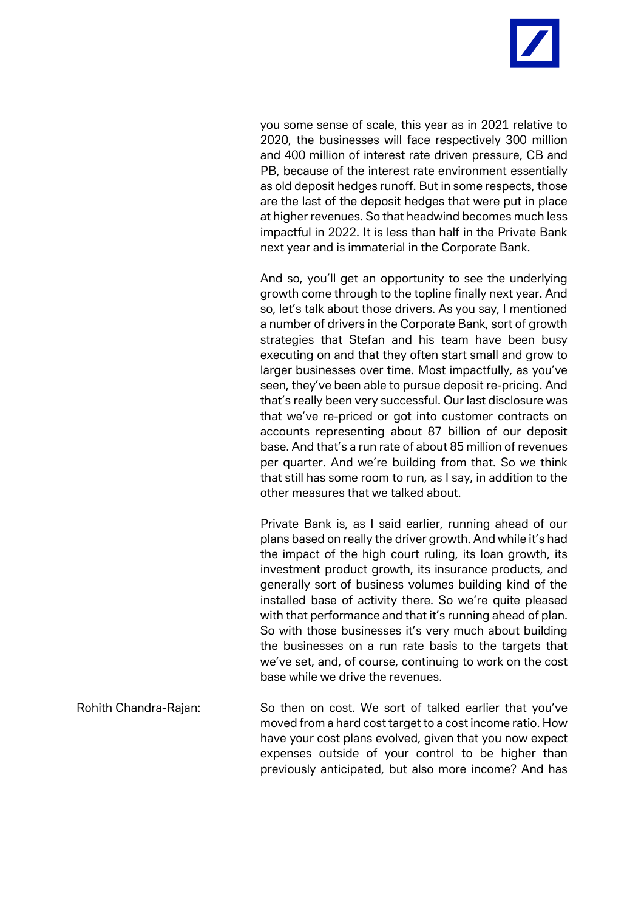you some sense of scale, this year as in 2021 relative to 2020, the businesses will face respectively 300 million and 400 million of interest rate driven pressure, CB and PB, because of the interest rate environment essentially as old deposit hedges runoff. But in some respects, those are the last of the deposit hedges that were put in place at higher revenues. So that headwind becomes much less impactful in 2022. It is less than half in the Private Bank next year and is immaterial in the Corporate Bank.

And so, you'll get an opportunity to see the underlying growth come through to the topline finally next year. And so, let's talk about those drivers. As you say, I mentioned a number of drivers in the Corporate Bank, sort of growth strategies that Stefan and his team have been busy executing on and that they often start small and grow to larger businesses over time. Most impactfully, as you've seen, they've been able to pursue deposit re-pricing. And that's really been very successful. Our last disclosure was that we've re-priced or got into customer contracts on accounts representing about 87 billion of our deposit base. And that's a run rate of about 85 million of revenues per quarter. And we're building from that. So we think that still has some room to run, as I say, in addition to the other measures that we talked about.

Private Bank is, as I said earlier, running ahead of our plans based on really the driver growth. And while it's had the impact of the high court ruling, its loan growth, its investment product growth, its insurance products, and generally sort of business volumes building kind of the installed base of activity there. So we're quite pleased with that performance and that it's running ahead of plan. So with those businesses it's very much about building the businesses on a run rate basis to the targets that we've set, and, of course, continuing to work on the cost base while we drive the revenues.

Rohith Chandra-Rajan: So then on cost. We sort of talked earlier that you've moved from a hard cost target to a cost income ratio. How have your cost plans evolved, given that you now expect expenses outside of your control to be higher than previously anticipated, but also more income? And has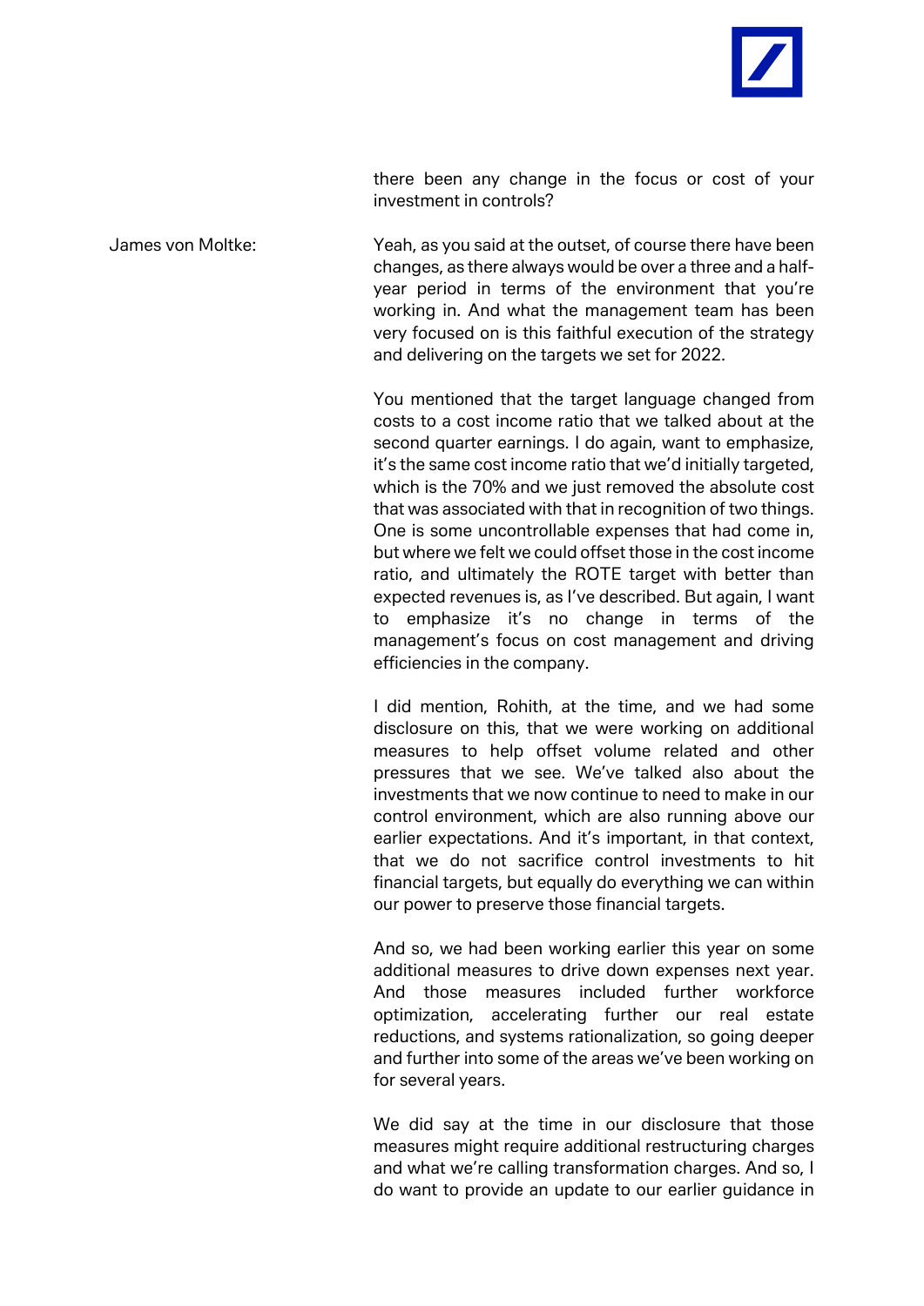there been any change in the focus or cost of your investment in controls?

James von Moltke: Yeah, as you said at the outset, of course there have been changes, as there always would be over a three and a half-year period in terms of the environment that you're working in. And what the management team has been very focused on is this faithful execution of the strategy and delivering on the targets we set for 2022.

You mentioned that the target language changed from costs to a cost income ratio that we talked about at the second quarter earnings. I do again, want to emphasize, it's the same cost income ratio that we'd initially targeted, which is the 70% and we just removed the absolute cost that was associated with that in recognition of two things. One is some uncontrollable expenses that had come in, but where we felt we could offset those in the cost income ratio, and ultimately the ROTE target with better than expected revenues is, as I've described. But again, I want to emphasize it's no change in terms of the management's focus on cost management and driving efficiencies in the company.

I did mention, Rohith, at the time, and we had some disclosure on this, that we were working on additional measures to help offset volume related and other pressures that we see. We've talked also about the investments that we now continue to need to make in our control environment, which are also running above our earlier expectations. And it's important, in that context, that we do not sacrifice control investments to hit financial targets, but equally do everything we can within our power to preserve those financial targets.

And so, we had been working earlier this year on some additional measures to drive down expenses next year. And those measures included further workforce optimization, accelerating further our real estate reductions, and systems rationalization, so going deeper and further into some of the areas we've been working on for several years.

We did say at the time in our disclosure that those measures might require additional restructuring charges and what we're calling transformation charges. And so, I do want to provide an update to our earlier guidance in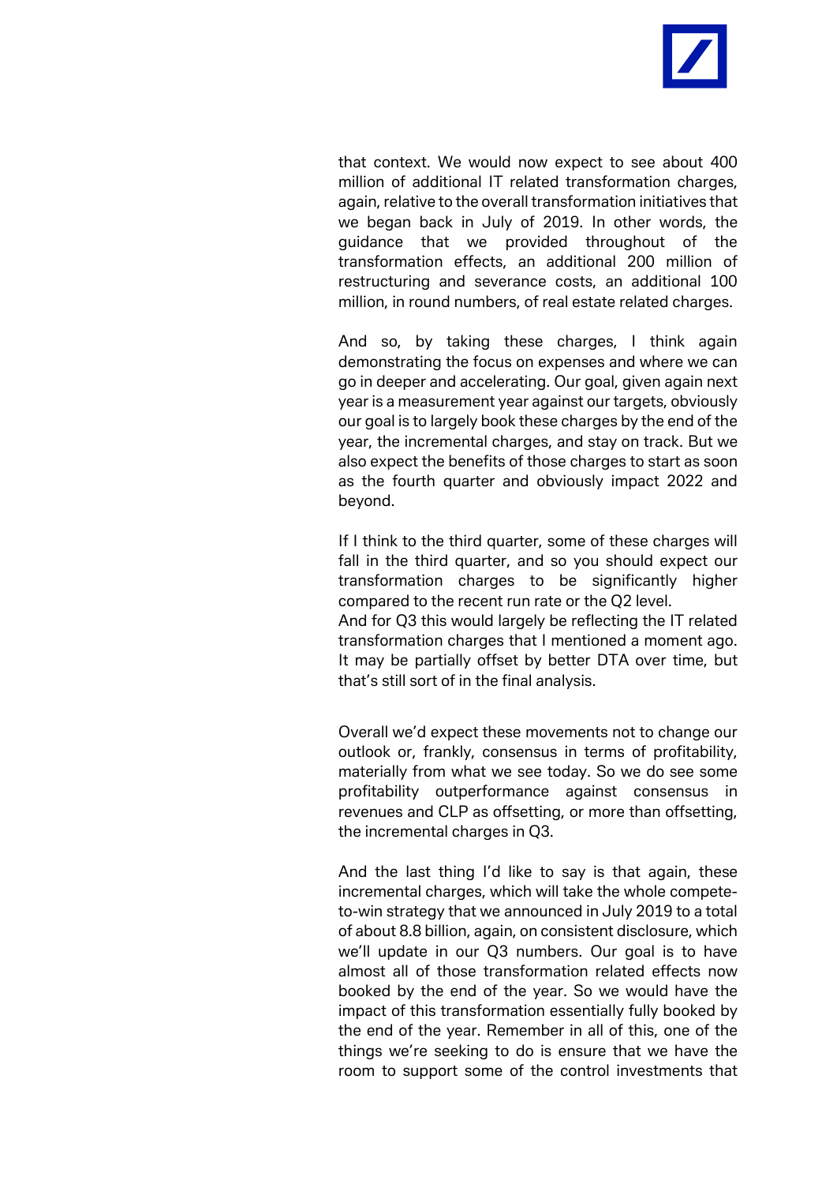that context. We would now expect to see about 400 million of additional IT related transformation charges, again, relative to the overall transformation initiatives that we began back in July of 2019. In other words, the guidance that we provided throughout of the transformation effects, an additional 200 million of restructuring and severance costs, an additional 100 million, in round numbers, of real estate related charges.

And so, by taking these charges, I think again demonstrating the focus on expenses and where we can go in deeper and accelerating. Our goal, given again next year is a measurement year against our targets, obviously our goal is to largely book these charges by the end of the year, the incremental charges, and stay on track. But we also expect the benefits of those charges to start as soon as the fourth quarter and obviously impact 2022 and beyond.

If I think to the third quarter, some of these charges will fall in the third quarter, and so you should expect our transformation charges to be significantly higher compared to the recent run rate or the Q2 level.
And for Q3 this would largely be reflecting the IT related transformation charges that I mentioned a moment ago. It may be partially offset by better DTA over time, but that's still sort of in the final analysis.

Overall we'd expect these movements not to change our outlook or, frankly, consensus in terms of profitability, materially from what we see today. So we do see some profitability outperformance against consensus in revenues and CLP as offsetting, or more than offsetting, the incremental charges in Q3.

And the last thing I'd like to say is that again, these incremental charges, which will take the whole compete-to-win strategy that we announced in July 2019 to a total of about 8.8 billion, again, on consistent disclosure, which we'll update in our Q3 numbers. Our goal is to have almost all of those transformation related effects now booked by the end of the year. So we would have the impact of this transformation essentially fully booked by the end of the year. Remember in all of this, one of the things we're seeking to do is ensure that we have the room to support some of the control investments that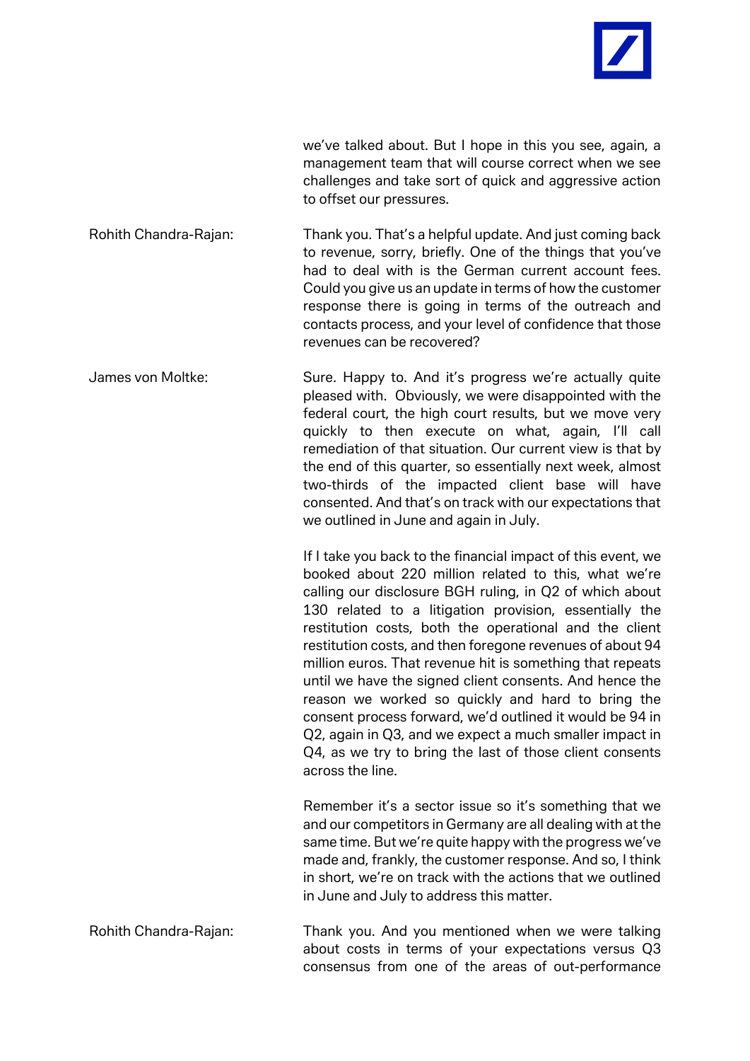we've talked about. But I hope in this you see, again, a management team that will course correct when we see challenges and take sort of quick and aggressive action to offset our pressures.

Rohith Chandra-Rajan: Thank you. That's a helpful update. And just coming back to revenue, sorry, briefly. One of the things that you've had to deal with is the German current account fees. Could you give us an update in terms of how the customer response there is going in terms of the outreach and contacts process, and your level of confidence that those revenues can be recovered?

James von Moltke: Sure. Happy to. And it's progress we're actually quite pleased with. Obviously, we were disappointed with the federal court, the high court results, but we move very quickly to then execute on what, again, I'll call remediation of that situation. Our current view is that by the end of this quarter, so essentially next week, almost two-thirds of the impacted client base will have consented. And that's on track with our expectations that we outlined in June and again in July.

If I take you back to the financial impact of this event, we booked about 220 million related to this, what we're calling our disclosure BGH ruling, in Q2 of which about 130 related to a litigation provision, essentially the restitution costs, both the operational and the client restitution costs, and then foregone revenues of about 94 million euros. That revenue hit is something that repeats until we have the signed client consents. And hence the reason we worked so quickly and hard to bring the consent process forward, we'd outlined it would be 94 in Q2, again in Q3, and we expect a much smaller impact in Q4, as we try to bring the last of those client consents across the line.

Remember it's a sector issue so it's something that we and our competitors in Germany are all dealing with at the same time. But we're quite happy with the progress we've made and, frankly, the customer response. And so, I think in short, we're on track with the actions that we outlined in June and July to address this matter.

Rohith Chandra-Rajan: Thank you. And you mentioned when we were talking about costs in terms of your expectations versus Q3 consensus from one of the areas of out-performance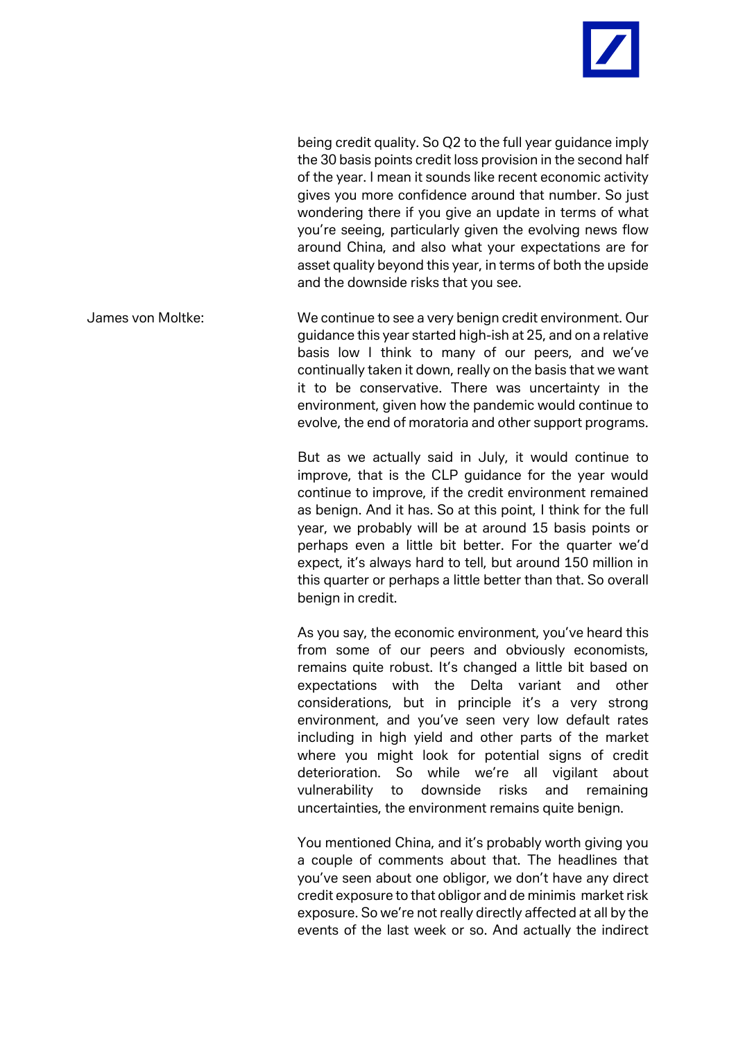being credit quality. So Q2 to the full year guidance imply the 30 basis points credit loss provision in the second half of the year. I mean it sounds like recent economic activity gives you more confidence around that number. So just wondering there if you give an update in terms of what you're seeing, particularly given the evolving news flow around China, and also what your expectations are for asset quality beyond this year, in terms of both the upside and the downside risks that you see.

James von Moltke: We continue to see a very benign credit environment. Our guidance this year started high-ish at 25, and on a relative basis low I think to many of our peers, and we've continually taken it down, really on the basis that we want it to be conservative. There was uncertainty in the environment, given how the pandemic would continue to evolve, the end of moratoria and other support programs.

But as we actually said in July, it would continue to improve, that is the CLP guidance for the year would continue to improve, if the credit environment remained as benign. And it has. So at this point, I think for the full year, we probably will be at around 15 basis points or perhaps even a little bit better. For the quarter we'd expect, it's always hard to tell, but around 150 million in this quarter or perhaps a little better than that. So overall benign in credit.

As you say, the economic environment, you've heard this from some of our peers and obviously economists, remains quite robust. It's changed a little bit based on expectations with the Delta variant and other considerations, but in principle it's a very strong environment, and you've seen very low default rates including in high yield and other parts of the market where you might look for potential signs of credit deterioration. So while we're all vigilant about vulnerability to downside risks and remaining uncertainties, the environment remains quite benign.

You mentioned China, and it's probably worth giving you a couple of comments about that. The headlines that you've seen about one obligor, we don't have any direct credit exposure to that obligor and de minimis market risk exposure. So we're not really directly affected at all by the events of the last week or so. And actually the indirect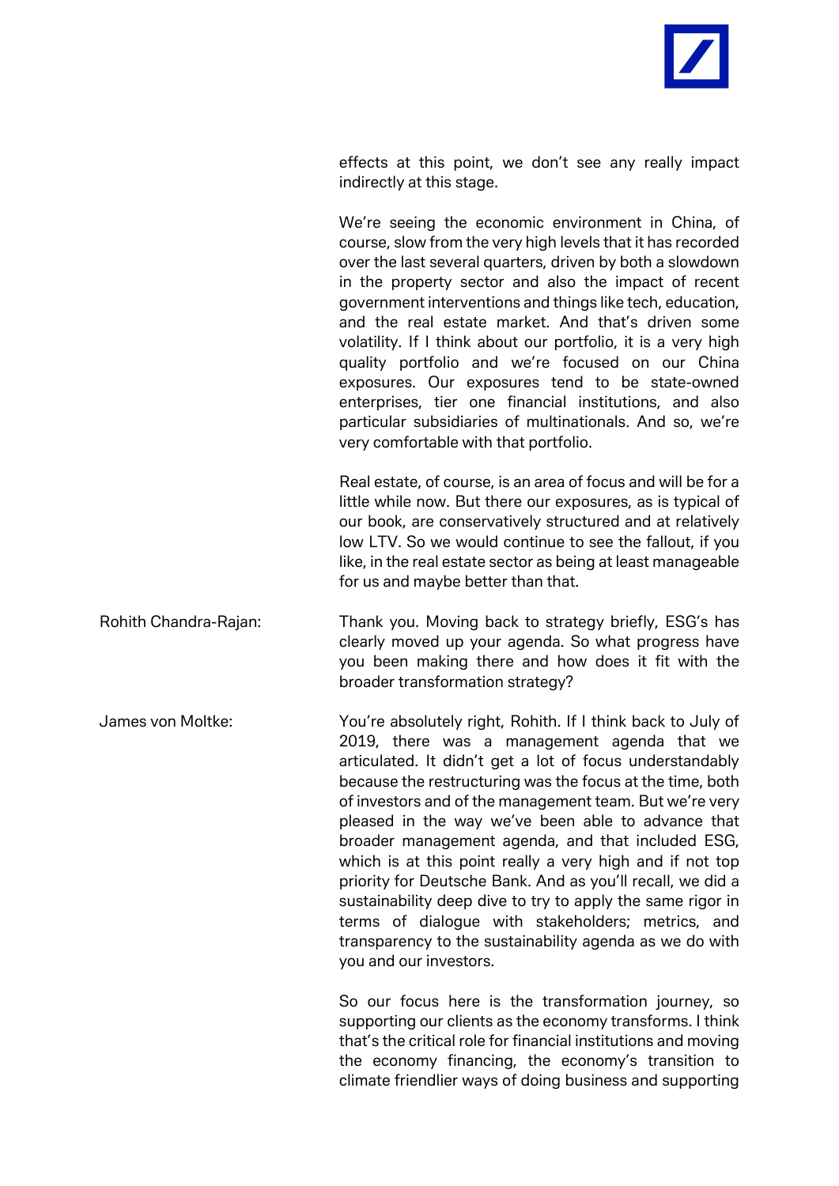effects at this point, we don't see any really impact indirectly at this stage.

We're seeing the economic environment in China, of course, slow from the very high levels that it has recorded over the last several quarters, driven by both a slowdown in the property sector and also the impact of recent government interventions and things like tech, education, and the real estate market. And that's driven some volatility. If I think about our portfolio, it is a very high quality portfolio and we're focused on our China exposures. Our exposures tend to be state-owned enterprises, tier one financial institutions, and also particular subsidiaries of multinationals. And so, we're very comfortable with that portfolio.

Real estate, of course, is an area of focus and will be for a little while now. But there our exposures, as is typical of our book, are conservatively structured and at relatively low LTV. So we would continue to see the fallout, if you like, in the real estate sector as being at least manageable for us and maybe better than that.

**Rohith Chandra-Rajan:** Thank you. Moving back to strategy briefly, ESG's has clearly moved up your agenda. So what progress have you been making there and how does it fit with the broader transformation strategy?

**James von Moltke:** You're absolutely right, Rohith. If I think back to July of 2019, there was a management agenda that we articulated. It didn't get a lot of focus understandably because the restructuring was the focus at the time, both of investors and of the management team. But we're very pleased in the way we've been able to advance that broader management agenda, and that included ESG, which is at this point really a very high and if not top priority for Deutsche Bank. And as you'll recall, we did a sustainability deep dive to try to apply the same rigor in terms of dialogue with stakeholders; metrics, and transparency to the sustainability agenda as we do with you and our investors.

So our focus here is the transformation journey, so supporting our clients as the economy transforms. I think that's the critical role for financial institutions and moving the economy financing, the economy's transition to climate friendlier ways of doing business and supporting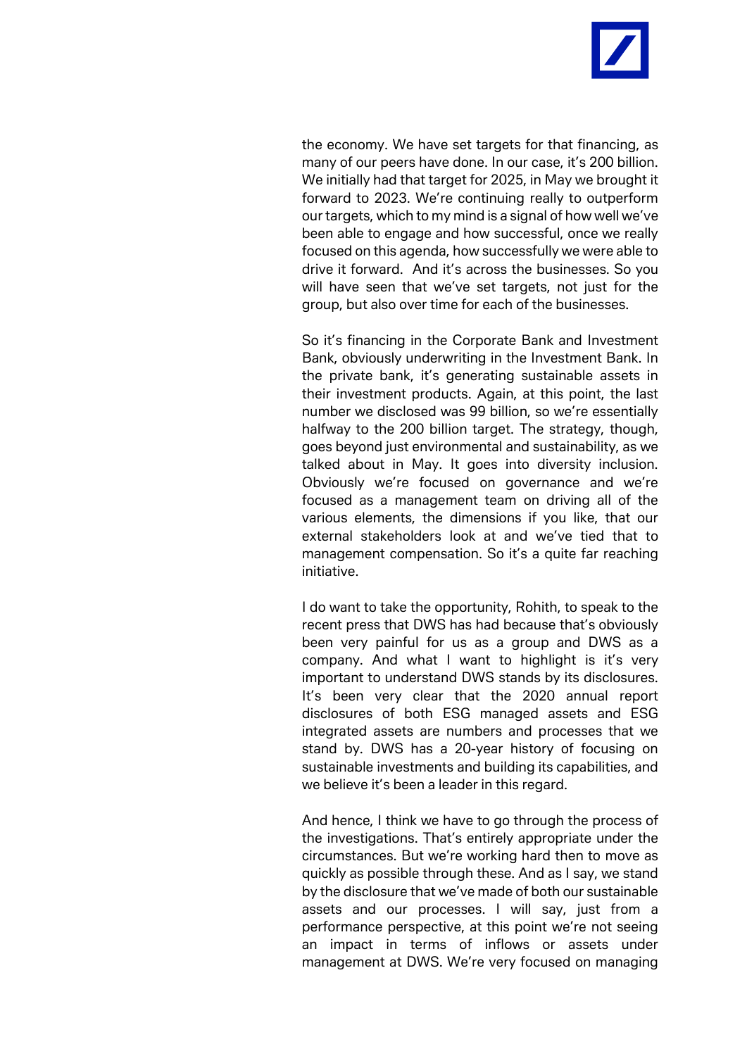the economy. We have set targets for that financing, as many of our peers have done. In our case, it's 200 billion. We initially had that target for 2025, in May we brought it forward to 2023. We're continuing really to outperform our targets, which to my mind is a signal of how well we've been able to engage and how successful, once we really focused on this agenda, how successfully we were able to drive it forward. And it's across the businesses. So you will have seen that we've set targets, not just for the group, but also over time for each of the businesses.

So it's financing in the Corporate Bank and Investment Bank, obviously underwriting in the Investment Bank. In the private bank, it's generating sustainable assets in their investment products. Again, at this point, the last number we disclosed was 99 billion, so we're essentially halfway to the 200 billion target. The strategy, though, goes beyond just environmental and sustainability, as we talked about in May. It goes into diversity inclusion. Obviously we're focused on governance and we're focused as a management team on driving all of the various elements, the dimensions if you like, that our external stakeholders look at and we've tied that to management compensation. So it's a quite far reaching initiative.

I do want to take the opportunity, Rohith, to speak to the recent press that DWS has had because that's obviously been very painful for us as a group and DWS as a company. And what I want to highlight is it's very important to understand DWS stands by its disclosures. It's been very clear that the 2020 annual report disclosures of both ESG managed assets and ESG integrated assets are numbers and processes that we stand by. DWS has a 20-year history of focusing on sustainable investments and building its capabilities, and we believe it's been a leader in this regard.

And hence, I think we have to go through the process of the investigations. That's entirely appropriate under the circumstances. But we're working hard then to move as quickly as possible through these. And as I say, we stand by the disclosure that we've made of both our sustainable assets and our processes. I will say, just from a performance perspective, at this point we're not seeing an impact in terms of inflows or assets under management at DWS. We're very focused on managing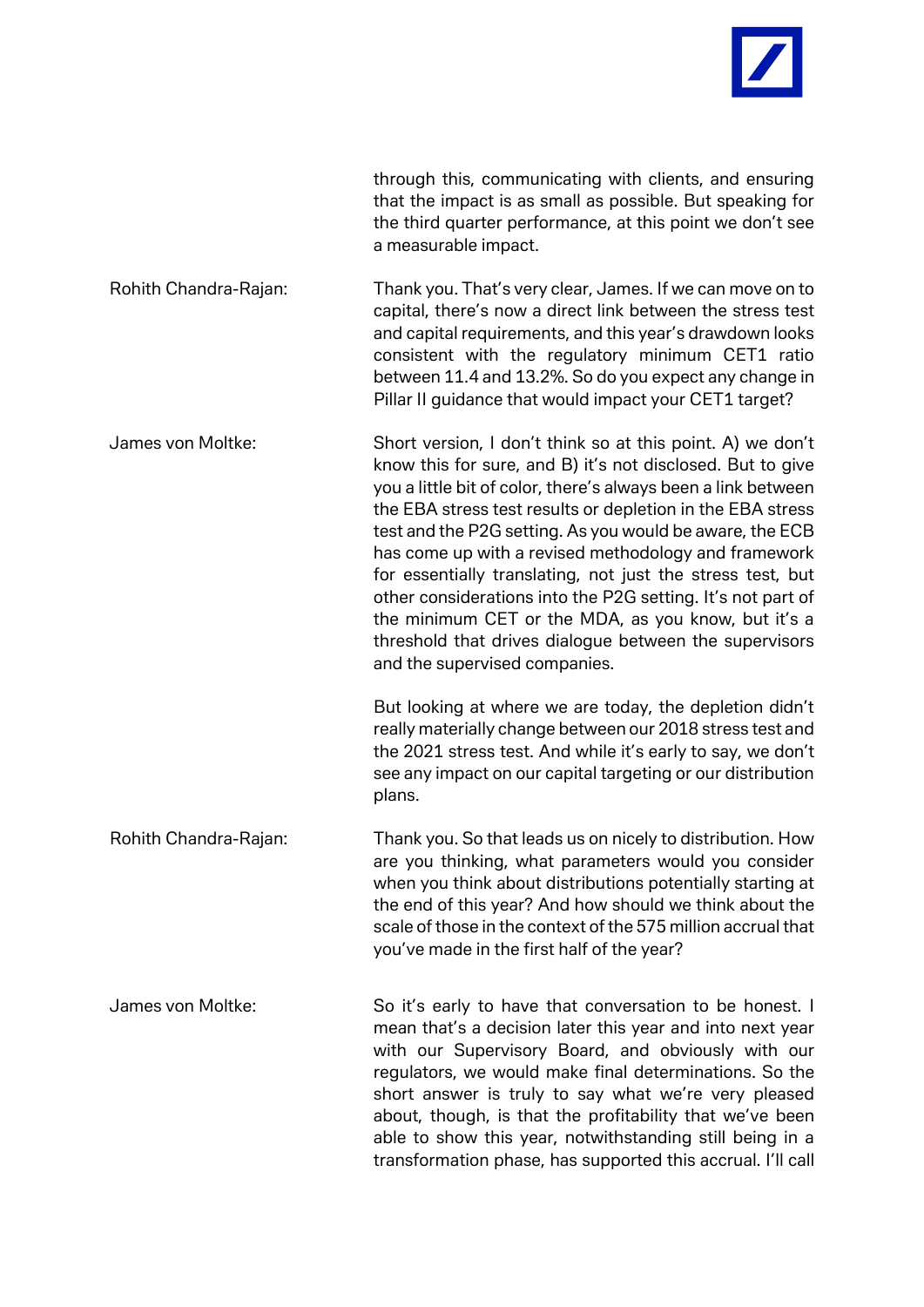through this, communicating with clients, and ensuring that the impact is as small as possible. But speaking for the third quarter performance, at this point we don't see a measurable impact.

**Rohith Chandra-Rajan:** Thank you. That's very clear, James. If we can move on to capital, there's now a direct link between the stress test and capital requirements, and this year's drawdown looks consistent with the regulatory minimum CET1 ratio between 11.4 and 13.2%. So do you expect any change in Pillar II guidance that would impact your CET1 target?

**James von Moltke:** Short version, I don't think so at this point. A) we don't know this for sure, and B) it's not disclosed. But to give you a little bit of color, there's always been a link between the EBA stress test results or depletion in the EBA stress test and the P2G setting. As you would be aware, the ECB has come up with a revised methodology and framework for essentially translating, not just the stress test, but other considerations into the P2G setting. It's not part of the minimum CET or the MDA, as you know, but it's a threshold that drives dialogue between the supervisors and the supervised companies.

But looking at where we are today, the depletion didn't really materially change between our 2018 stress test and the 2021 stress test. And while it's early to say, we don't see any impact on our capital targeting or our distribution plans.

**Rohith Chandra-Rajan:** Thank you. So that leads us on nicely to distribution. How are you thinking, what parameters would you consider when you think about distributions potentially starting at the end of this year? And how should we think about the scale of those in the context of the 575 million accrual that you've made in the first half of the year?

**James von Moltke:** So it's early to have that conversation to be honest. I mean that's a decision later this year and into next year with our Supervisory Board, and obviously with our regulators, we would make final determinations. So the short answer is truly to say what we're very pleased about, though, is that the profitability that we've been able to show this year, notwithstanding still being in a transformation phase, has supported this accrual. I'll call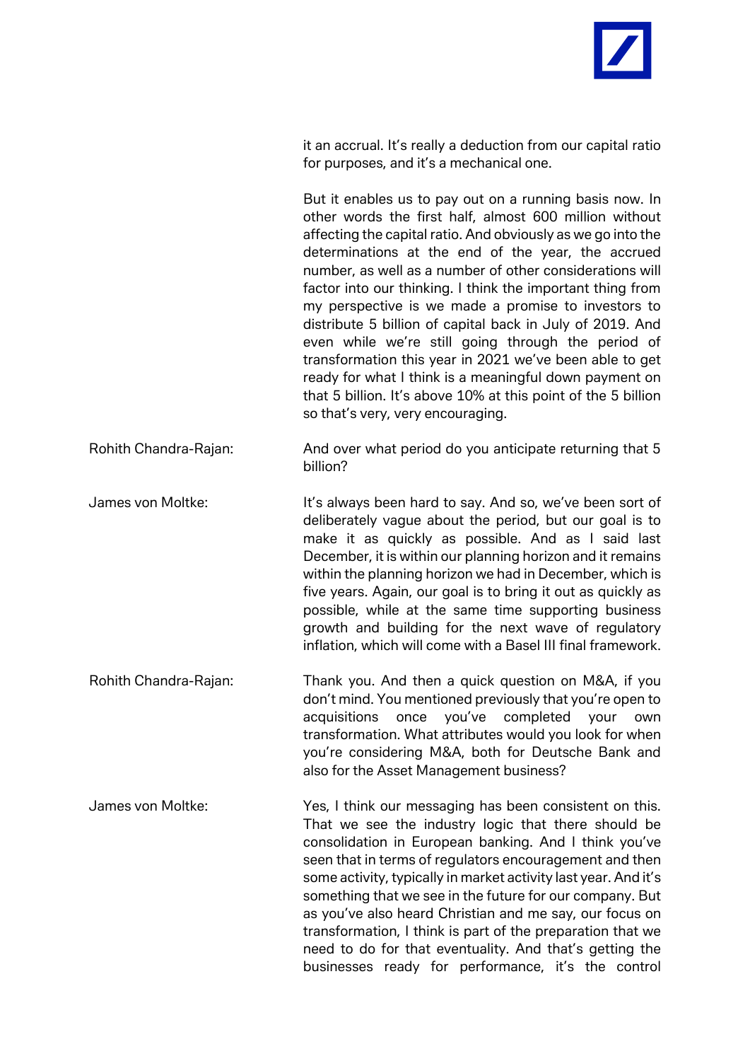it an accrual. It's really a deduction from our capital ratio for purposes, and it's a mechanical one.

But it enables us to pay out on a running basis now. In other words the first half, almost 600 million without affecting the capital ratio. And obviously as we go into the determinations at the end of the year, the accrued number, as well as a number of other considerations will factor into our thinking. I think the important thing from my perspective is we made a promise to investors to distribute 5 billion of capital back in July of 2019. And even while we're still going through the period of transformation this year in 2021 we've been able to get ready for what I think is a meaningful down payment on that 5 billion. It's above 10% at this point of the 5 billion so that's very, very encouraging.

Rohith Chandra-Rajan: And over what period do you anticipate returning that 5 billion?

James von Moltke: It's always been hard to say. And so, we've been sort of deliberately vague about the period, but our goal is to make it as quickly as possible. And as I said last December, it is within our planning horizon and it remains within the planning horizon we had in December, which is five years. Again, our goal is to bring it out as quickly as possible, while at the same time supporting business growth and building for the next wave of regulatory inflation, which will come with a Basel III final framework.

Rohith Chandra-Rajan: Thank you. And then a quick question on M&A, if you don't mind. You mentioned previously that you're open to acquisitions once you've completed your own transformation. What attributes would you look for when you're considering M&A, both for Deutsche Bank and also for the Asset Management business?

James von Moltke: Yes, I think our messaging has been consistent on this. That we see the industry logic that there should be consolidation in European banking. And I think you've seen that in terms of regulators encouragement and then some activity, typically in market activity last year. And it's something that we see in the future for our company. But as you've also heard Christian and me say, our focus on transformation, I think is part of the preparation that we need to do for that eventuality. And that's getting the businesses ready for performance, it's the control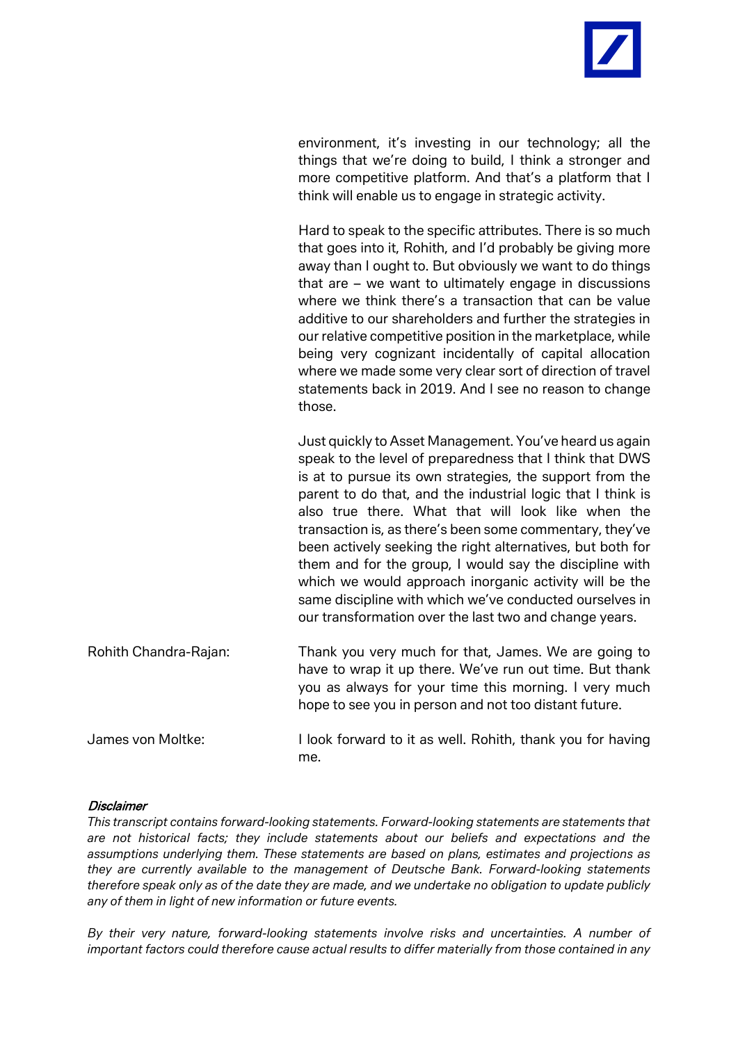environment, it's investing in our technology; all the things that we're doing to build, I think a stronger and more competitive platform. And that's a platform that I think will enable us to engage in strategic activity.

Hard to speak to the specific attributes. There is so much that goes into it, Rohith, and I'd probably be giving more away than I ought to. But obviously we want to do things that are – we want to ultimately engage in discussions where we think there's a transaction that can be value additive to our shareholders and further the strategies in our relative competitive position in the marketplace, while being very cognizant incidentally of capital allocation where we made some very clear sort of direction of travel statements back in 2019. And I see no reason to change those.

Just quickly to Asset Management. You've heard us again speak to the level of preparedness that I think that DWS is at to pursue its own strategies, the support from the parent to do that, and the industrial logic that I think is also true there. What that will look like when the transaction is, as there's been some commentary, they've been actively seeking the right alternatives, but both for them and for the group, I would say the discipline with which we would approach inorganic activity will be the same discipline with which we've conducted ourselves in our transformation over the last two and change years.

Rohith Chandra-Rajan: Thank you very much for that, James. We are going to have to wrap it up there. We've run out time. But thank you as always for your time this morning. I very much hope to see you in person and not too distant future.

James von Moltke: I look forward to it as well. Rohith, thank you for having me.

***Disclaimer***

*This transcript contains forward-looking statements. Forward-looking statements are statements that are not historical facts; they include statements about our beliefs and expectations and the assumptions underlying them. These statements are based on plans, estimates and projections as they are currently available to the management of Deutsche Bank. Forward-looking statements therefore speak only as of the date they are made, and we undertake no obligation to update publicly any of them in light of new information or future events.*

*By their very nature, forward-looking statements involve risks and uncertainties. A number of important factors could therefore cause actual results to differ materially from those contained in any*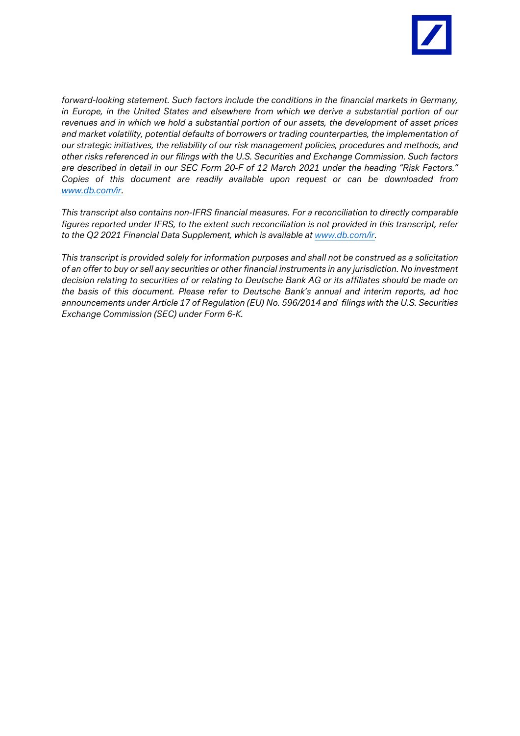*forward-looking statement. Such factors include the conditions in the financial markets in Germany, in Europe, in the United States and elsewhere from which we derive a substantial portion of our revenues and in which we hold a substantial portion of our assets, the development of asset prices and market volatility, potential defaults of borrowers or trading counterparties, the implementation of our strategic initiatives, the reliability of our risk management policies, procedures and methods, and other risks referenced in our filings with the U.S. Securities and Exchange Commission. Such factors are described in detail in our SEC Form 20-F of 12 March 2021 under the heading "Risk Factors." Copies of this document are readily available upon request or can be downloaded from [www.db.com/ir](www.db.com/ir).*

*This transcript also contains non-IFRS financial measures. For a reconciliation to directly comparable figures reported under IFRS, to the extent such reconciliation is not provided in this transcript, refer to the Q2 2021 Financial Data Supplement, which is available at [www.db.com/ir](www.db.com/ir).*

*This transcript is provided solely for information purposes and shall not be construed as a solicitation of an offer to buy or sell any securities or other financial instruments in any jurisdiction. No investment decision relating to securities of or relating to Deutsche Bank AG or its affiliates should be made on the basis of this document. Please refer to Deutsche Bank's annual and interim reports, ad hoc announcements under Article 17 of Regulation (EU) No. 596/2014 and filings with the U.S. Securities Exchange Commission (SEC) under Form 6-K.*